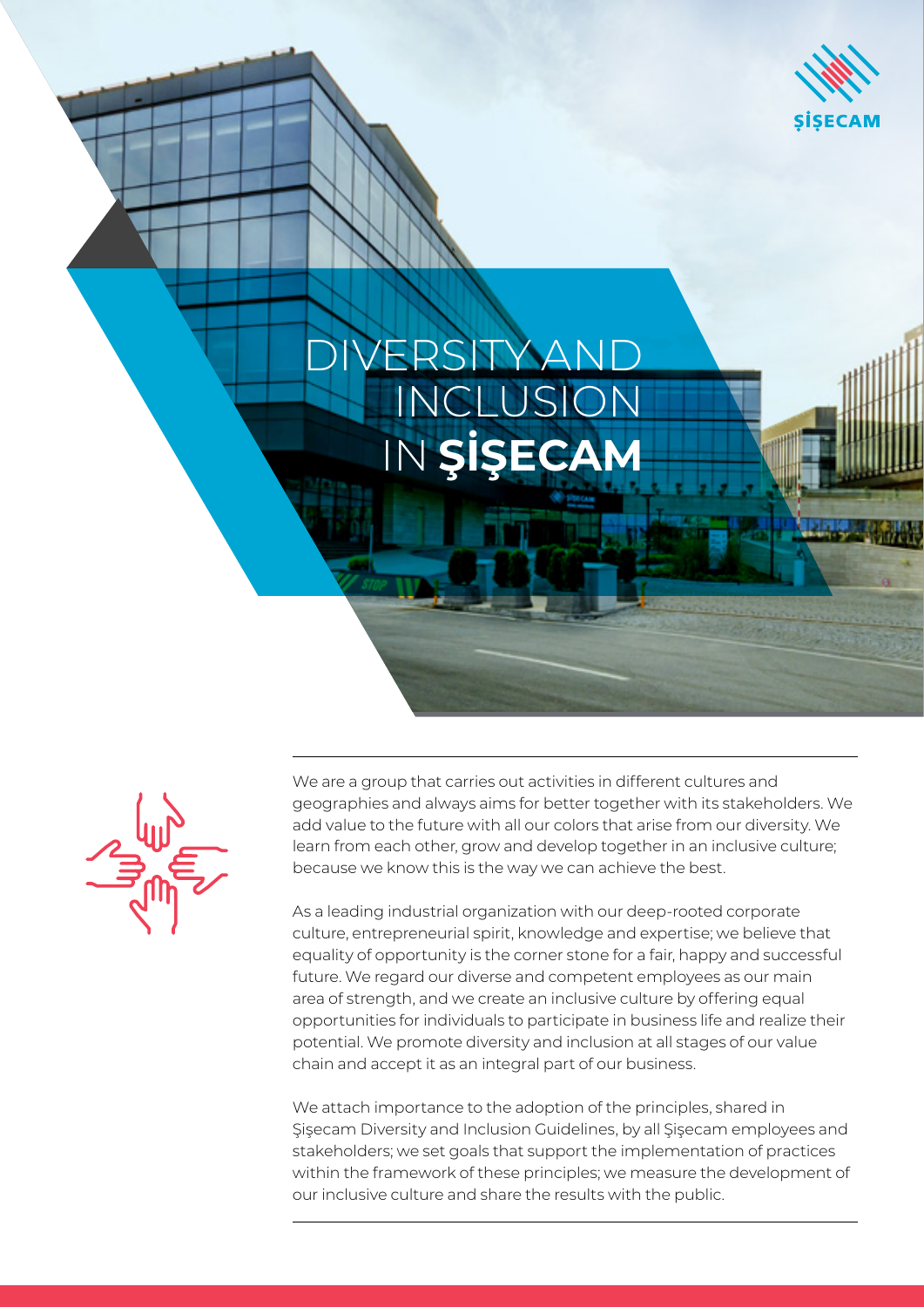# DIVERSITY AND INCLUSION IN **ŞİŞECAM**

We are a group that carries out activities in different cultures and geographies and always aims for better together with its stakeholders. We add value to the future with all our colors that arise from our diversity. We learn from each other, grow and develop together in an inclusive culture; because we know this is the way we can achieve the best.

As a leading industrial organization with our deep-rooted corporate culture, entrepreneurial spirit, knowledge and expertise; we believe that equality of opportunity is the corner stone for a fair, happy and successful future. We regard our diverse and competent employees as our main area of strength, and we create an inclusive culture by offering equal opportunities for individuals to participate in business life and realize their potential. We promote diversity and inclusion at all stages of our value chain and accept it as an integral part of our business.

We attach importance to the adoption of the principles, shared in Şişecam Diversity and Inclusion Guidelines, by all Şişecam employees and stakeholders; we set goals that support the implementation of practices within the framework of these principles; we measure the development of our inclusive culture and share the results with the public.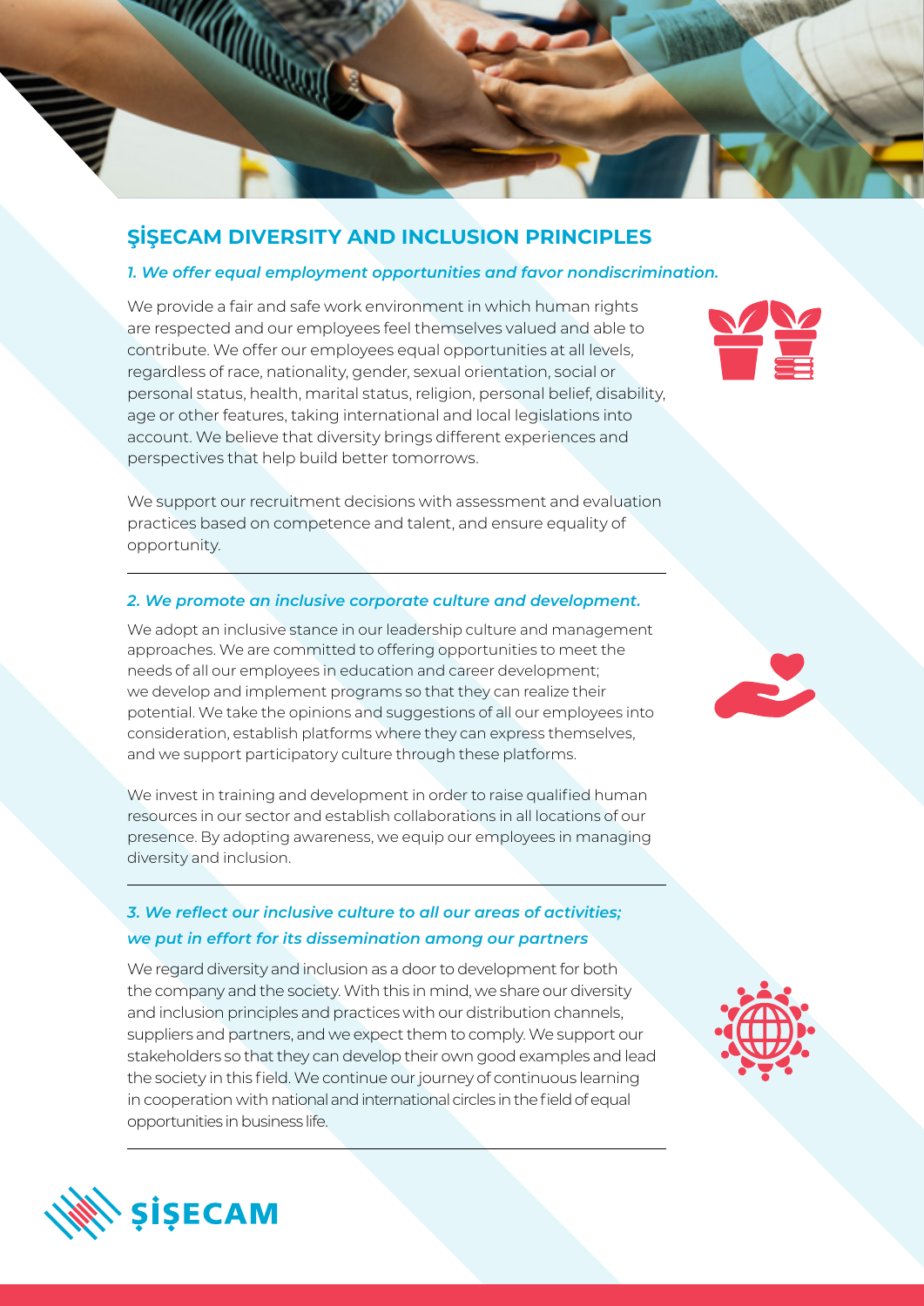## ŞİŞECAM DIVERSITY AND INCLUSION PRINCIPLES

### *1. We offer equal employment opportunities and favor nondiscrimination.*

We provide a fair and safe work environment in which human rights are respected and our employees feel themselves valued and able to contribute. We offer our employees equal opportunities at all levels, regardless of race, nationality, gender, sexual orientation, social or personal status, health, marital status, religion, personal belief, disability, age or other features, taking international and local legislations into account. We believe that diversity brings different experiences and perspectives that help build better tomorrows.

We support our recruitment decisions with assessment and evaluation practices based on competence and talent, and ensure equality of opportunity.

### *2. We promote an inclusive corporate culture and development.*

We adopt an inclusive stance in our leadership culture and management approaches. We are committed to offering opportunities to meet the needs of all our employees in education and career development; we develop and implement programs so that they can realize their potential. We take the opinions and suggestions of all our employees into consideration, establish platforms where they can express themselves, and we support participatory culture through these platforms.

We invest in training and development in order to raise qualified human resources in our sector and establish collaborations in all locations of our presence. By adopting awareness, we equip our employees in managing diversity and inclusion.

### *3. We reflect our inclusive culture to all our areas of activities; we put in effort for its dissemination among our partners*

We regard diversity and inclusion as a door to development for both the company and the society. With this in mind, we share our diversity and inclusion principles and practices with our distribution channels, suppliers and partners, and we expect them to comply. We support our stakeholders so that they can develop their own good examples and lead the society in this field. We continue our journey of continuous learning in cooperation with national and international circles in the field of equal opportunities in business life.

ŞİŞECAM